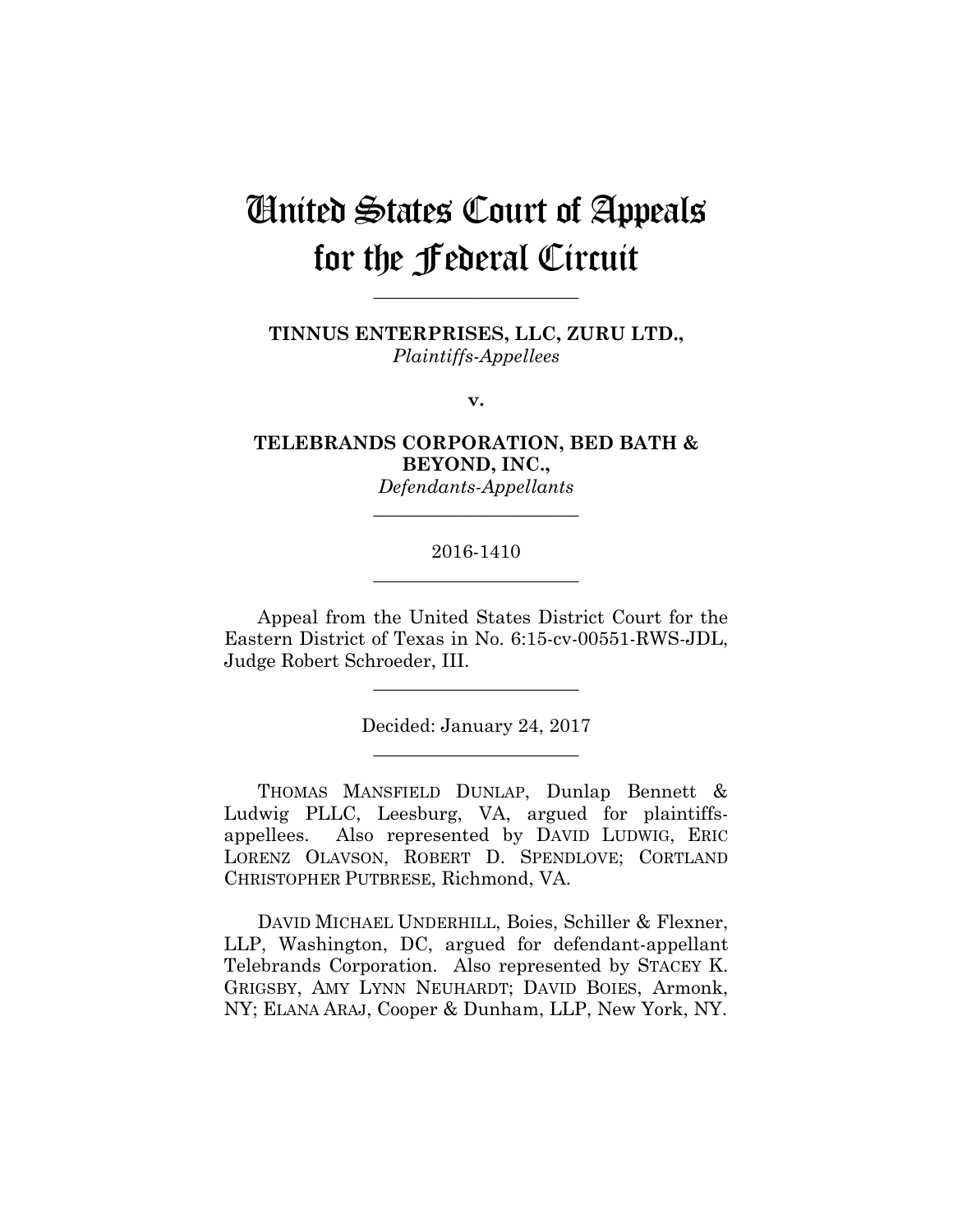# United States Court of Appeals for the Federal Circuit

______________________

**TINNUS ENTERPRISES, LLC, ZURU LTD.,**
*Plaintiffs-Appellees*

**v.**

**TELEBRANDS CORPORATION, BED BATH & BEYOND, INC.,**
*Defendants-Appellants*

______________________

2016-1410

______________________

Appeal from the United States District Court for the Eastern District of Texas in No. 6:15-cv-00551-RWS-JDL, Judge Robert Schroeder, III.

______________________

Decided: January 24, 2017

______________________

THOMAS MANSFIELD DUNLAP, Dunlap Bennett & Ludwig PLLC, Leesburg, VA, argued for plaintiffs-appellees. Also represented by DAVID LUDWIG, ERIC LORENZ OLAVSON, ROBERT D. SPENDLOVE; CORTLAND CHRISTOPHER PUTBRESE, Richmond, VA.

DAVID MICHAEL UNDERHILL, Boies, Schiller & Flexner, LLP, Washington, DC, argued for defendant-appellant Telebrands Corporation. Also represented by STACEY K. GRIGSBY, AMY LYNN NEUHARDT; DAVID BOIES, Armonk, NY; ELANA ARAJ, Cooper & Dunham, LLP, New York, NY.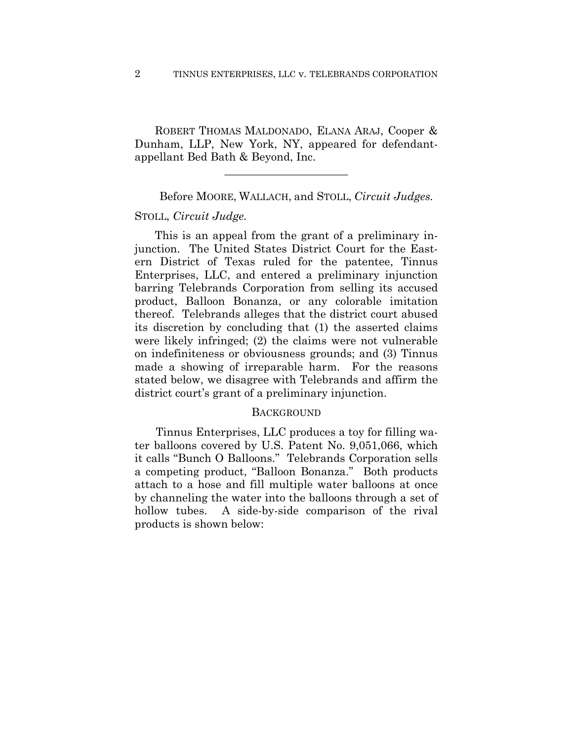ROBERT THOMAS MALDONADO, ELANA ARAJ, Cooper & Dunham, LLP, New York, NY, appeared for defendant-appellant Bed Bath & Beyond, Inc.

---

Before MOORE, WALLACH, and STOLL, *Circuit Judges.*

STOLL, *Circuit Judge.*

This is an appeal from the grant of a preliminary injunction. The United States District Court for the Eastern District of Texas ruled for the patentee, Tinnus Enterprises, LLC, and entered a preliminary injunction barring Telebrands Corporation from selling its accused product, Balloon Bonanza, or any colorable imitation thereof. Telebrands alleges that the district court abused its discretion by concluding that (1) the asserted claims were likely infringed; (2) the claims were not vulnerable on indefiniteness or obviousness grounds; and (3) Tinnus made a showing of irreparable harm. For the reasons stated below, we disagree with Telebrands and affirm the district court's grant of a preliminary injunction.

## BACKGROUND

Tinnus Enterprises, LLC produces a toy for filling water balloons covered by U.S. Patent No. 9,051,066, which it calls "Bunch O Balloons." Telebrands Corporation sells a competing product, "Balloon Bonanza." Both products attach to a hose and fill multiple water balloons at once by channeling the water into the balloons through a set of hollow tubes. A side-by-side comparison of the rival products is shown below: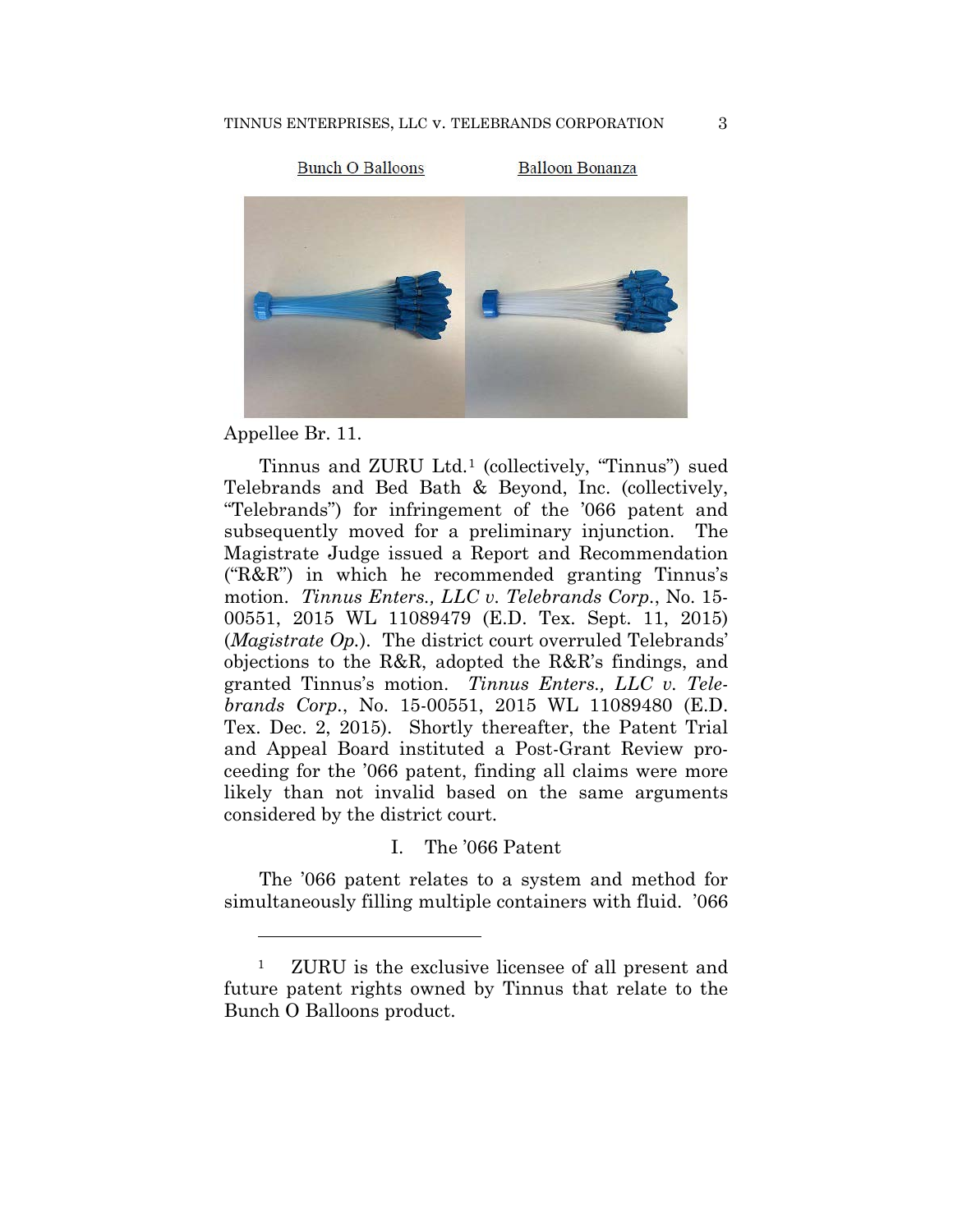Bunch O Balloons                Balloon Bonanza

Appellee Br. 11.

Tinnus and ZURU Ltd.[1] (collectively, "Tinnus") sued Telebrands and Bed Bath & Beyond, Inc. (collectively, "Telebrands") for infringement of the '066 patent and subsequently moved for a preliminary injunction. The Magistrate Judge issued a Report and Recommendation ("R&R") in which he recommended granting Tinnus's motion. *Tinnus Enters., LLC v. Telebrands Corp.*, No. 15-00551, 2015 WL 11089479 (E.D. Tex. Sept. 11, 2015) (*Magistrate Op.*). The district court overruled Telebrands' objections to the R&R, adopted the R&R's findings, and granted Tinnus's motion. *Tinnus Enters., LLC v. Telebrands Corp.*, No. 15-00551, 2015 WL 11089480 (E.D. Tex. Dec. 2, 2015). Shortly thereafter, the Patent Trial and Appeal Board instituted a Post-Grant Review proceeding for the '066 patent, finding all claims were more likely than not invalid based on the same arguments considered by the district court.

## I. The '066 Patent

The '066 patent relates to a system and method for simultaneously filling multiple containers with fluid. '066

---

[1] ZURU is the exclusive licensee of all present and future patent rights owned by Tinnus that relate to the Bunch O Balloons product.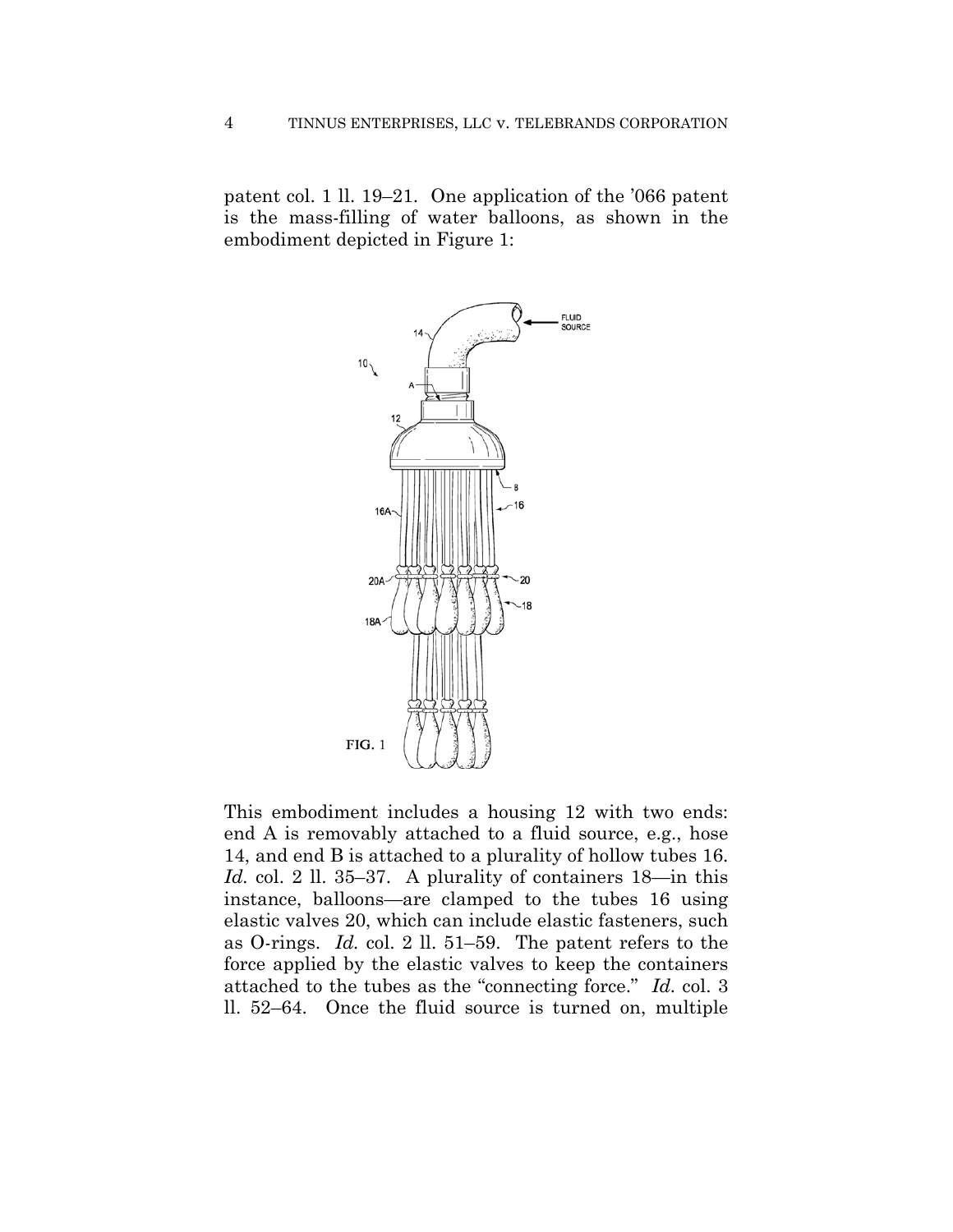patent col. 1 ll. 19–21. One application of the '066 patent is the mass-filling of water balloons, as shown in the embodiment depicted in Figure 1:

FIG. 1

This embodiment includes a housing 12 with two ends: end A is removably attached to a fluid source, e.g., hose 14, and end B is attached to a plurality of hollow tubes 16. *Id.* col. 2 ll. 35–37. A plurality of containers 18—in this instance, balloons—are clamped to the tubes 16 using elastic valves 20, which can include elastic fasteners, such as O-rings. *Id.* col. 2 ll. 51–59. The patent refers to the force applied by the elastic valves to keep the containers attached to the tubes as the "connecting force." *Id.* col. 3 ll. 52–64. Once the fluid source is turned on, multiple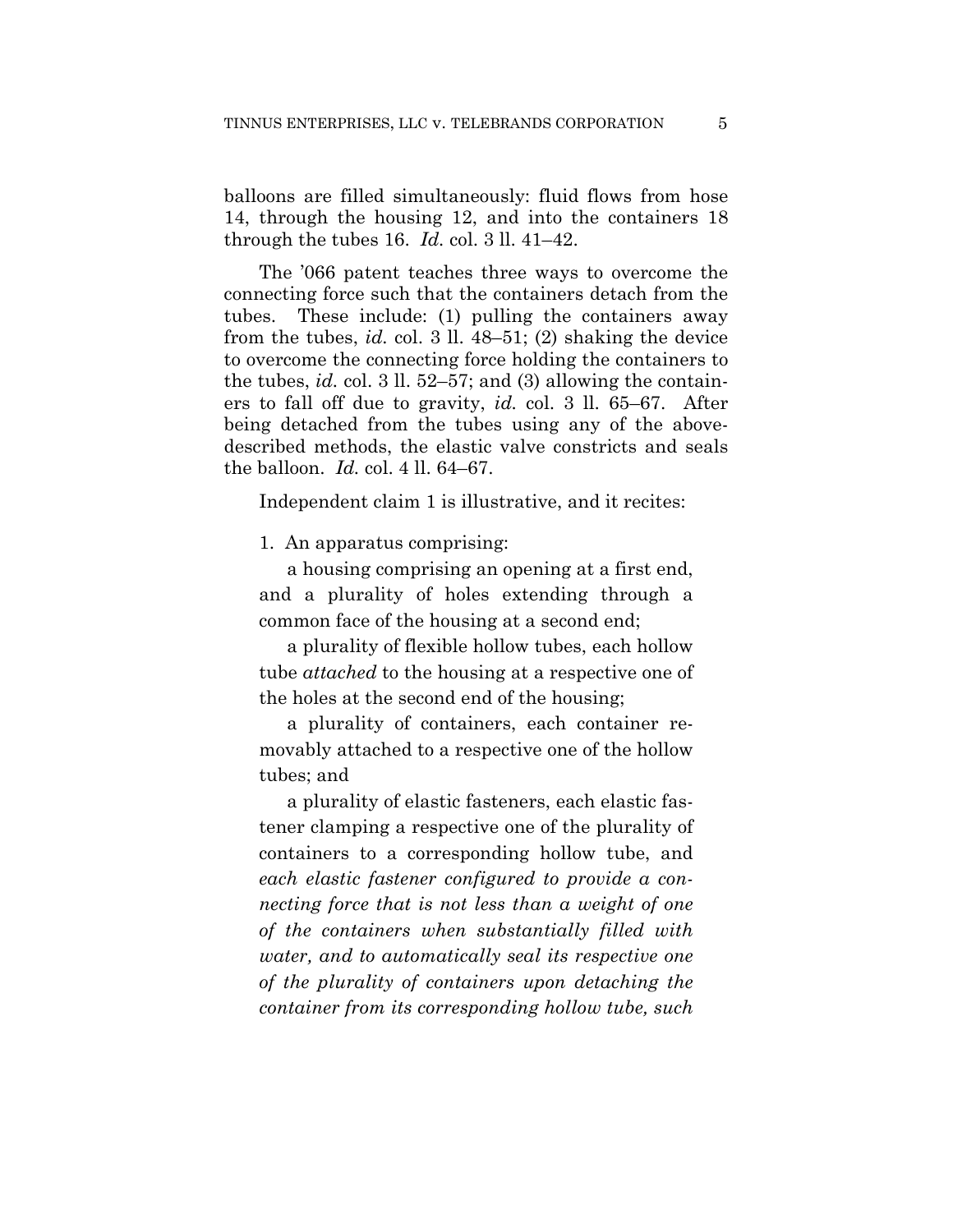balloons are filled simultaneously: fluid flows from hose 14, through the housing 12, and into the containers 18 through the tubes 16. *Id.* col. 3 ll. 41–42.

The '066 patent teaches three ways to overcome the connecting force such that the containers detach from the tubes. These include: (1) pulling the containers away from the tubes, *id.* col. 3 ll. 48–51; (2) shaking the device to overcome the connecting force holding the containers to the tubes, *id.* col. 3 ll. 52–57; and (3) allowing the containers to fall off due to gravity, *id.* col. 3 ll. 65–67. After being detached from the tubes using any of the above-described methods, the elastic valve constricts and seals the balloon. *Id.* col. 4 ll. 64–67.

Independent claim 1 is illustrative, and it recites:

> 1. An apparatus comprising:
>
> a housing comprising an opening at a first end, and a plurality of holes extending through a common face of the housing at a second end;
>
> a plurality of flexible hollow tubes, each hollow tube *attached* to the housing at a respective one of the holes at the second end of the housing;
>
> a plurality of containers, each container removably attached to a respective one of the hollow tubes; and
>
> a plurality of elastic fasteners, each elastic fastener clamping a respective one of the plurality of containers to a corresponding hollow tube, and *each elastic fastener configured to provide a connecting force that is not less than a weight of one of the containers when substantially filled with water, and to automatically seal its respective one of the plurality of containers upon detaching the container from its corresponding hollow tube, such*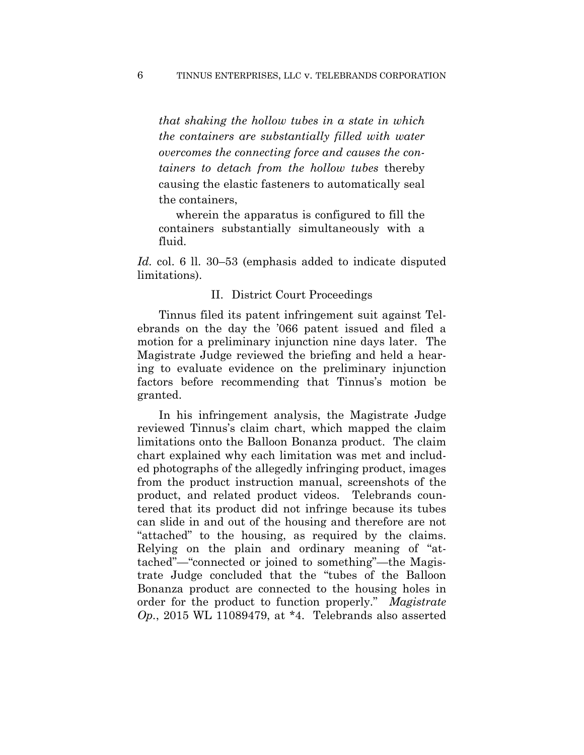*that shaking the hollow tubes in a state in which the containers are substantially filled with water overcomes the connecting force and causes the containers to detach from the hollow tubes* thereby causing the elastic fasteners to automatically seal the containers,

wherein the apparatus is configured to fill the containers substantially simultaneously with a fluid.

*Id.* col. 6 ll. 30–53 (emphasis added to indicate disputed limitations).

## II. District Court Proceedings

Tinnus filed its patent infringement suit against Telebrands on the day the '066 patent issued and filed a motion for a preliminary injunction nine days later. The Magistrate Judge reviewed the briefing and held a hearing to evaluate evidence on the preliminary injunction factors before recommending that Tinnus's motion be granted.

In his infringement analysis, the Magistrate Judge reviewed Tinnus's claim chart, which mapped the claim limitations onto the Balloon Bonanza product. The claim chart explained why each limitation was met and included photographs of the allegedly infringing product, images from the product instruction manual, screenshots of the product, and related product videos. Telebrands countered that its product did not infringe because its tubes can slide in and out of the housing and therefore are not "attached" to the housing, as required by the claims. Relying on the plain and ordinary meaning of "attached"—"connected or joined to something"—the Magistrate Judge concluded that the "tubes of the Balloon Bonanza product are connected to the housing holes in order for the product to function properly." *Magistrate Op.*, 2015 WL 11089479, at *4. Telebrands also asserted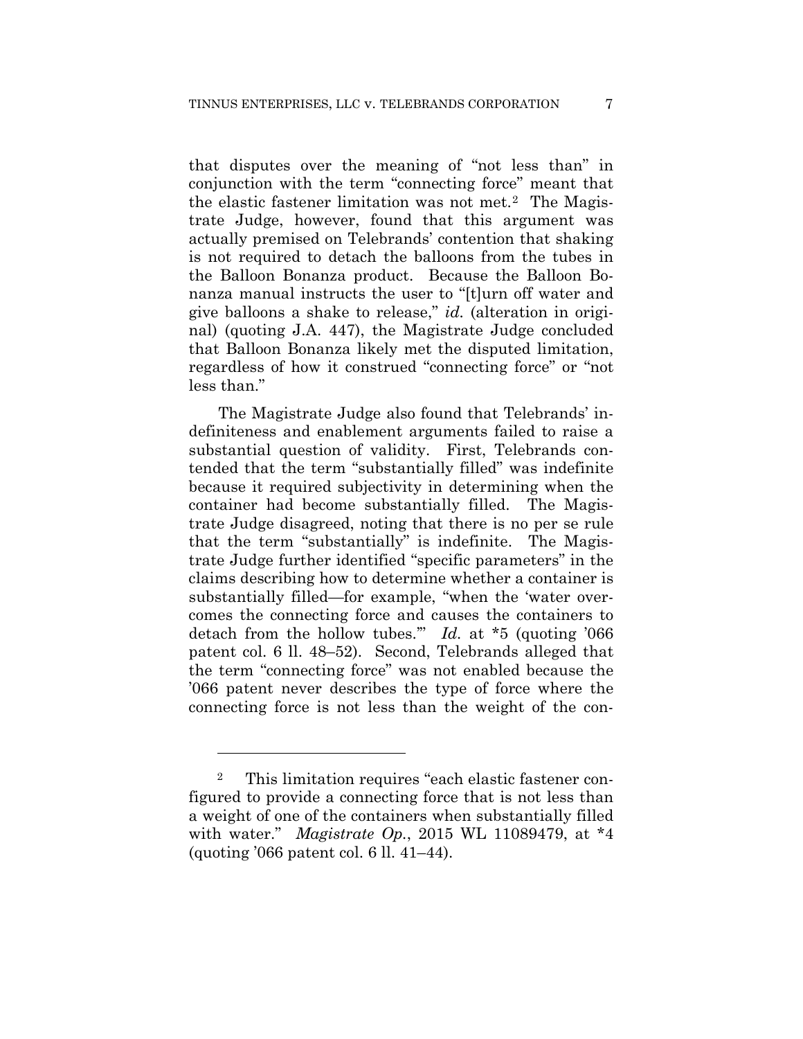that disputes over the meaning of "not less than" in conjunction with the term "connecting force" meant that the elastic fastener limitation was not met.[2] The Magistrate Judge, however, found that this argument was actually premised on Telebrands' contention that shaking is not required to detach the balloons from the tubes in the Balloon Bonanza product. Because the Balloon Bonanza manual instructs the user to "[t]urn off water and give balloons a shake to release," *id.* (alteration in original) (quoting J.A. 447), the Magistrate Judge concluded that Balloon Bonanza likely met the disputed limitation, regardless of how it construed "connecting force" or "not less than."

The Magistrate Judge also found that Telebrands' indefiniteness and enablement arguments failed to raise a substantial question of validity. First, Telebrands contended that the term "substantially filled" was indefinite because it required subjectivity in determining when the container had become substantially filled. The Magistrate Judge disagreed, noting that there is no per se rule that the term "substantially" is indefinite. The Magistrate Judge further identified "specific parameters" in the claims describing how to determine whether a container is substantially filled—for example, "when the 'water overcomes the connecting force and causes the containers to detach from the hollow tubes.'" *Id.* at *5 (quoting '066 patent col. 6 ll. 48–52). Second, Telebrands alleged that the term "connecting force" was not enabled because the '066 patent never describes the type of force where the connecting force is not less than the weight of the con-

---

[2] This limitation requires "each elastic fastener configured to provide a connecting force that is not less than a weight of one of the containers when substantially filled with water." *Magistrate Op.*, 2015 WL 11089479, at *4 (quoting '066 patent col. 6 ll. 41–44).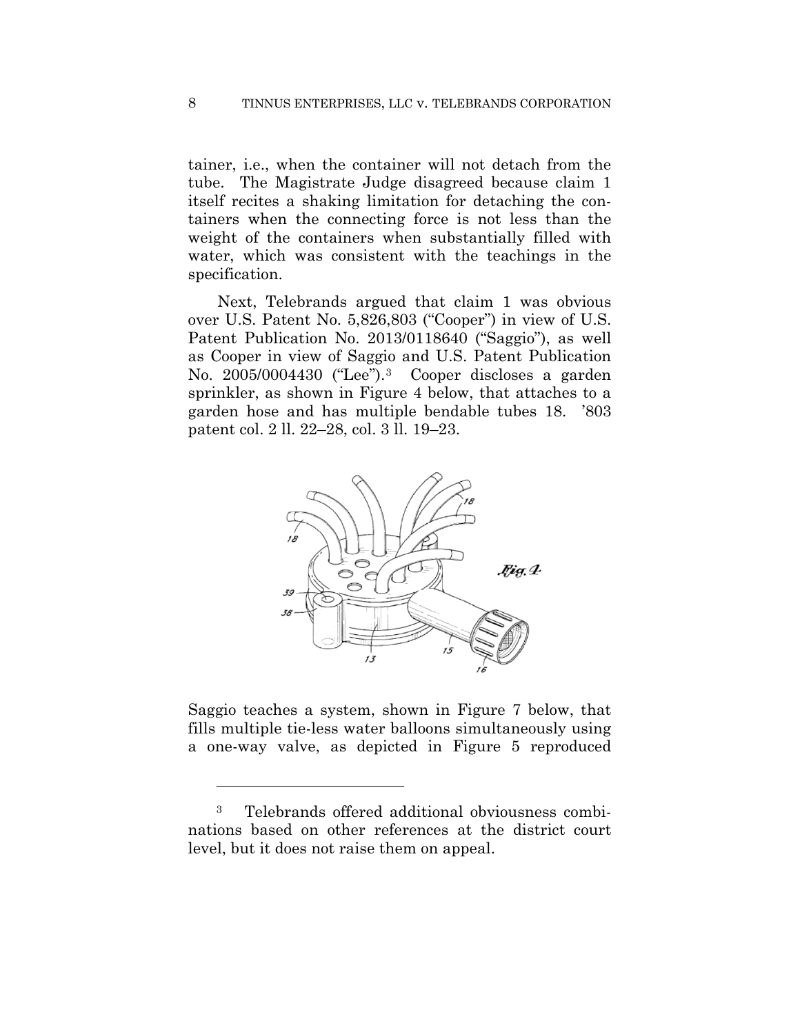tainer, i.e., when the container will not detach from the tube. The Magistrate Judge disagreed because claim 1 itself recites a shaking limitation for detaching the containers when the connecting force is not less than the weight of the containers when substantially filled with water, which was consistent with the teachings in the specification.

Next, Telebrands argued that claim 1 was obvious over U.S. Patent No. 5,826,803 ("Cooper") in view of U.S. Patent Publication No. 2013/0118640 ("Saggio"), as well as Cooper in view of Saggio and U.S. Patent Publication No. 2005/0004430 ("Lee").[3] Cooper discloses a garden sprinkler, as shown in Figure 4 below, that attaches to a garden hose and has multiple bendable tubes 18. '803 patent col. 2 ll. 22–28, col. 3 ll. 19–23.

Saggio teaches a system, shown in Figure 7 below, that fills multiple tie-less water balloons simultaneously using a one-way valve, as depicted in Figure 5 reproduced

[3] Telebrands offered additional obviousness combinations based on other references at the district court level, but it does not raise them on appeal.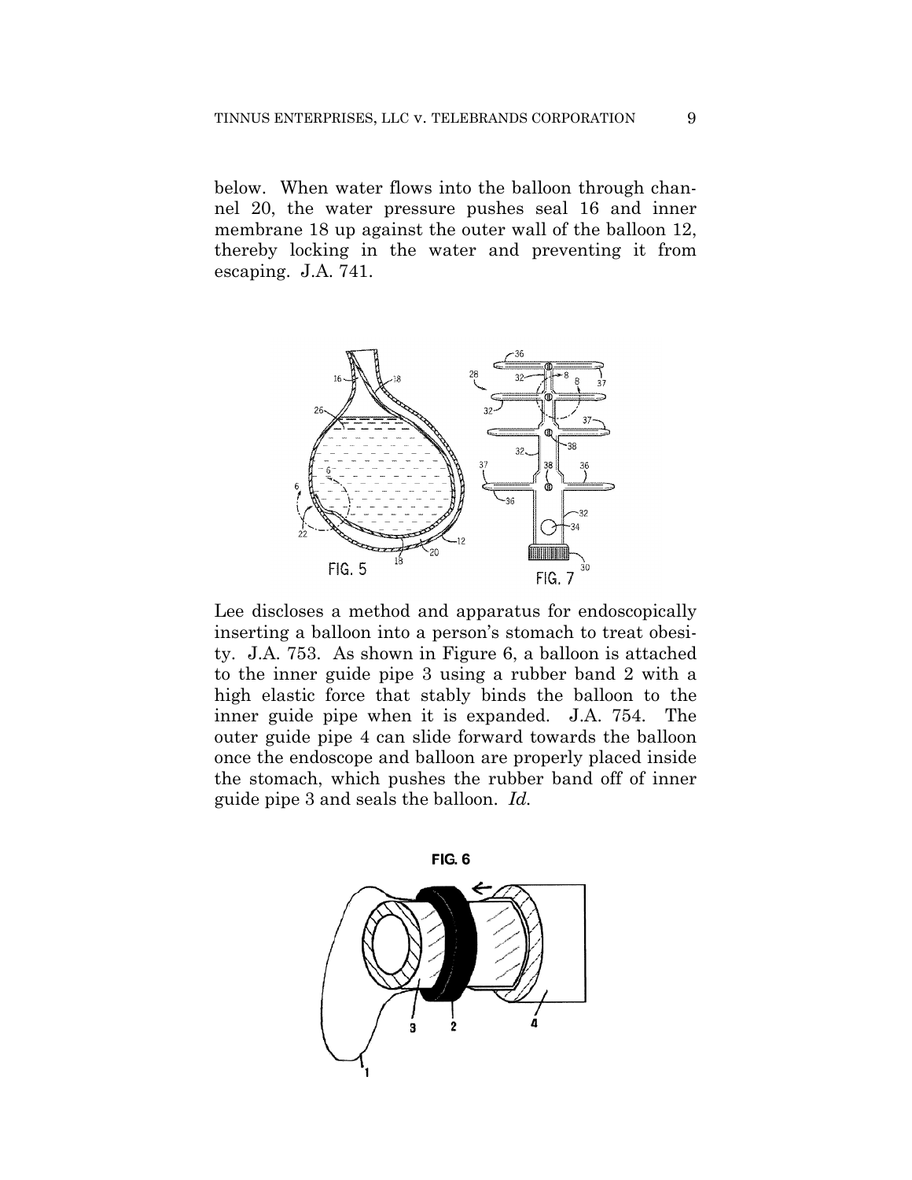below. When water flows into the balloon through channel 20, the water pressure pushes seal 16 and inner membrane 18 up against the outer wall of the balloon 12, thereby locking in the water and preventing it from escaping. J.A. 741.

Lee discloses a method and apparatus for endoscopically inserting a balloon into a person's stomach to treat obesity. J.A. 753. As shown in Figure 6, a balloon is attached to the inner guide pipe 3 using a rubber band 2 with a high elastic force that stably binds the balloon to the inner guide pipe when it is expanded. J.A. 754. The outer guide pipe 4 can slide forward towards the balloon once the endoscope and balloon are properly placed inside the stomach, which pushes the rubber band off of inner guide pipe 3 and seals the balloon. *Id.*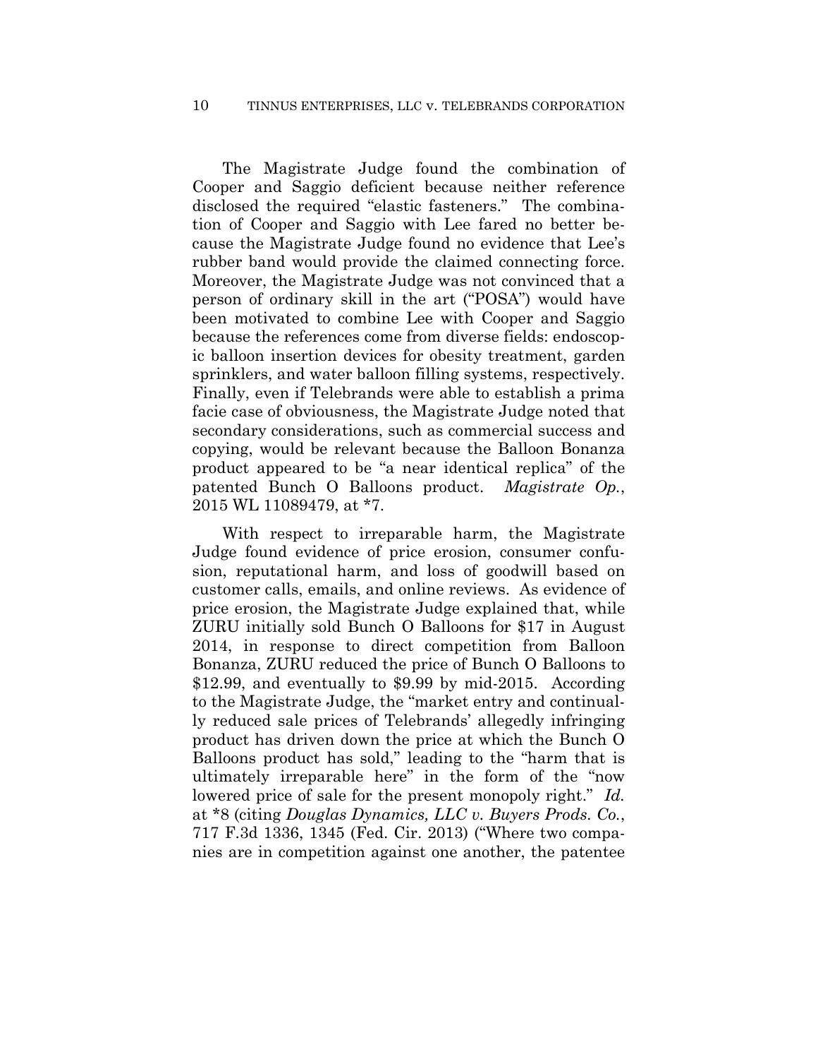The Magistrate Judge found the combination of Cooper and Saggio deficient because neither reference disclosed the required "elastic fasteners." The combination of Cooper and Saggio with Lee fared no better because the Magistrate Judge found no evidence that Lee's rubber band would provide the claimed connecting force. Moreover, the Magistrate Judge was not convinced that a person of ordinary skill in the art ("POSA") would have been motivated to combine Lee with Cooper and Saggio because the references come from diverse fields: endoscopic balloon insertion devices for obesity treatment, garden sprinklers, and water balloon filling systems, respectively. Finally, even if Telebrands were able to establish a prima facie case of obviousness, the Magistrate Judge noted that secondary considerations, such as commercial success and copying, would be relevant because the Balloon Bonanza product appeared to be "a near identical replica" of the patented Bunch O Balloons product. *Magistrate Op.*, 2015 WL 11089479, at *7.

With respect to irreparable harm, the Magistrate Judge found evidence of price erosion, consumer confusion, reputational harm, and loss of goodwill based on customer calls, emails, and online reviews. As evidence of price erosion, the Magistrate Judge explained that, while ZURU initially sold Bunch O Balloons for $17 in August 2014, in response to direct competition from Balloon Bonanza, ZURU reduced the price of Bunch O Balloons to $12.99, and eventually to $9.99 by mid-2015. According to the Magistrate Judge, the "market entry and continually reduced sale prices of Telebrands' allegedly infringing product has driven down the price at which the Bunch O Balloons product has sold," leading to the "harm that is ultimately irreparable here" in the form of the "now lowered price of sale for the present monopoly right." *Id.* at *8 (citing *Douglas Dynamics, LLC v. Buyers Prods. Co.*, 717 F.3d 1336, 1345 (Fed. Cir. 2013) ("Where two companies are in competition against one another, the patentee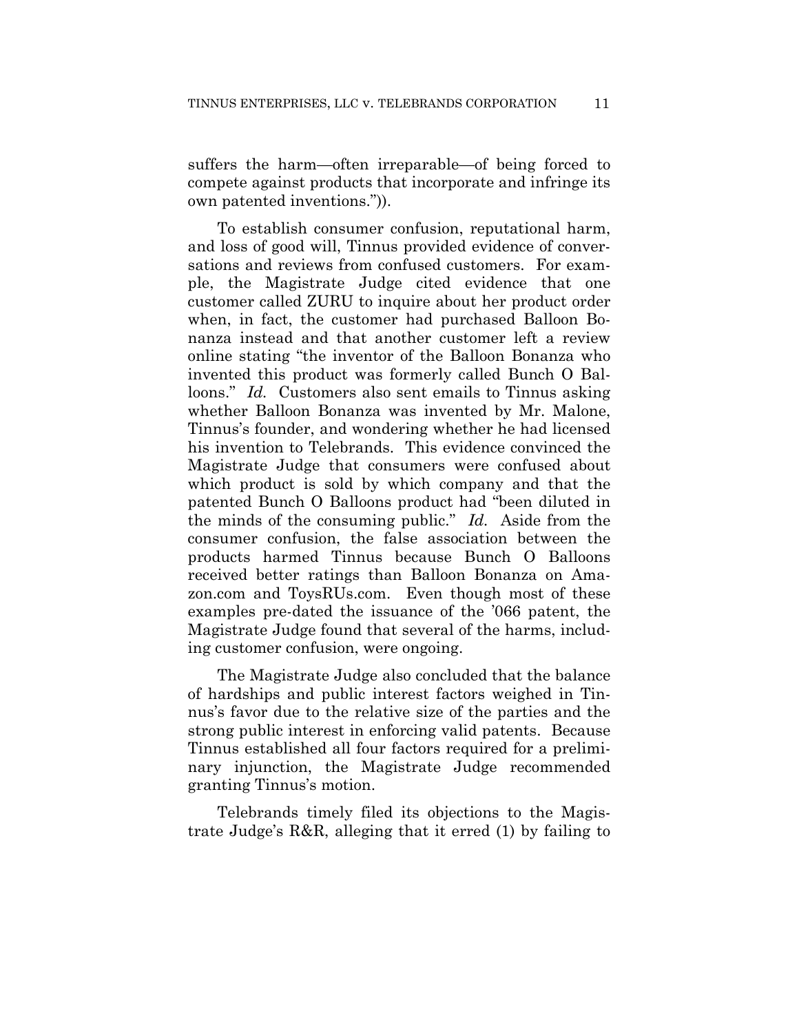suffers the harm—often irreparable—of being forced to compete against products that incorporate and infringe its own patented inventions.")).

To establish consumer confusion, reputational harm, and loss of good will, Tinnus provided evidence of conversations and reviews from confused customers. For example, the Magistrate Judge cited evidence that one customer called ZURU to inquire about her product order when, in fact, the customer had purchased Balloon Bonanza instead and that another customer left a review online stating "the inventor of the Balloon Bonanza who invented this product was formerly called Bunch O Balloons." *Id.* Customers also sent emails to Tinnus asking whether Balloon Bonanza was invented by Mr. Malone, Tinnus's founder, and wondering whether he had licensed his invention to Telebrands. This evidence convinced the Magistrate Judge that consumers were confused about which product is sold by which company and that the patented Bunch O Balloons product had "been diluted in the minds of the consuming public." *Id.* Aside from the consumer confusion, the false association between the products harmed Tinnus because Bunch O Balloons received better ratings than Balloon Bonanza on Amazon.com and ToysRUs.com. Even though most of these examples pre-dated the issuance of the '066 patent, the Magistrate Judge found that several of the harms, including customer confusion, were ongoing.

The Magistrate Judge also concluded that the balance of hardships and public interest factors weighed in Tinnus's favor due to the relative size of the parties and the strong public interest in enforcing valid patents. Because Tinnus established all four factors required for a preliminary injunction, the Magistrate Judge recommended granting Tinnus's motion.

Telebrands timely filed its objections to the Magistrate Judge's R&R, alleging that it erred (1) by failing to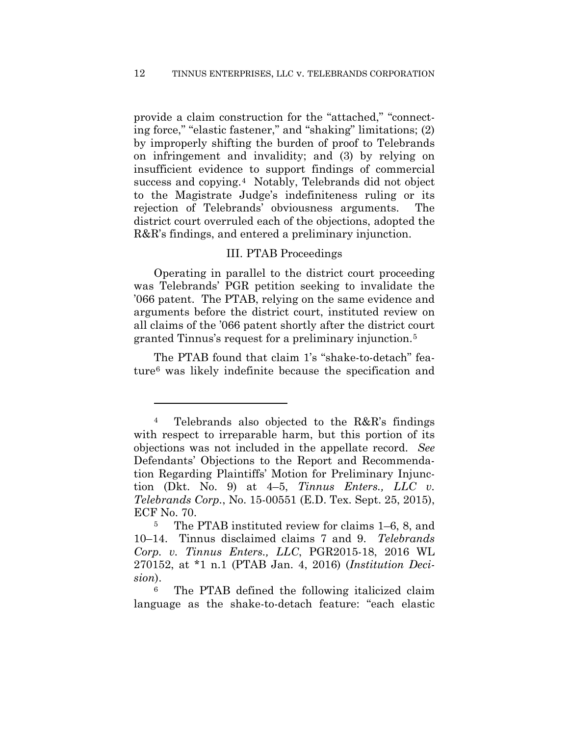provide a claim construction for the "attached," "connecting force," "elastic fastener," and "shaking" limitations; (2) by improperly shifting the burden of proof to Telebrands on infringement and invalidity; and (3) by relying on insufficient evidence to support findings of commercial success and copying.[4] Notably, Telebrands did not object to the Magistrate Judge's indefiniteness ruling or its rejection of Telebrands' obviousness arguments. The district court overruled each of the objections, adopted the R&R's findings, and entered a preliminary injunction.

### III. PTAB Proceedings

Operating in parallel to the district court proceeding was Telebrands' PGR petition seeking to invalidate the '066 patent. The PTAB, relying on the same evidence and arguments before the district court, instituted review on all claims of the '066 patent shortly after the district court granted Tinnus's request for a preliminary injunction.[5]

The PTAB found that claim 1's "shake-to-detach" feature[6] was likely indefinite because the specification and

---

[4] Telebrands also objected to the R&R's findings with respect to irreparable harm, but this portion of its objections was not included in the appellate record. *See* Defendants' Objections to the Report and Recommendation Regarding Plaintiffs' Motion for Preliminary Injunction (Dkt. No. 9) at 4–5, *Tinnus Enters., LLC v. Telebrands Corp.*, No. 15-00551 (E.D. Tex. Sept. 25, 2015), ECF No. 70.

[5] The PTAB instituted review for claims 1–6, 8, and 10–14. Tinnus disclaimed claims 7 and 9. *Telebrands Corp. v. Tinnus Enters., LLC*, PGR2015-18, 2016 WL 270152, at *1 n.1 (PTAB Jan. 4, 2016) (*Institution Decision*).

[6] The PTAB defined the following italicized claim language as the shake-to-detach feature: "each elastic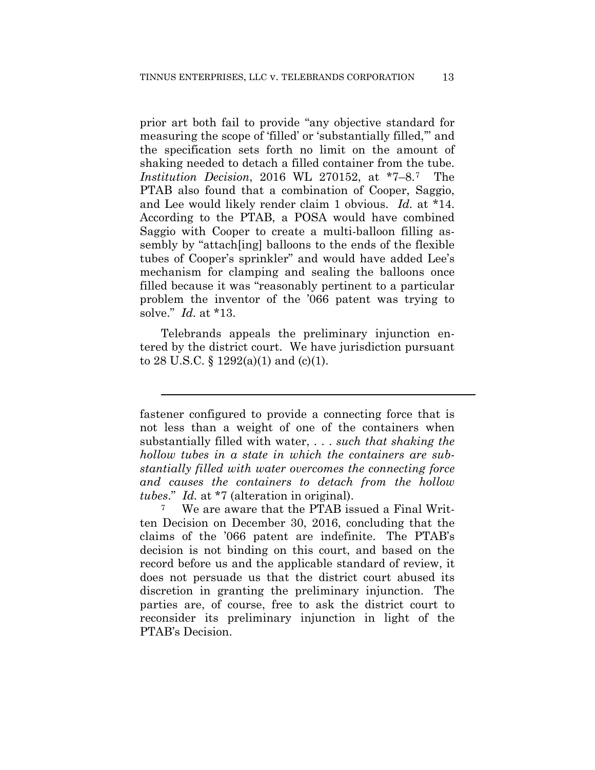prior art both fail to provide "any objective standard for measuring the scope of 'filled' or 'substantially filled,'" and the specification sets forth no limit on the amount of shaking needed to detach a filled container from the tube. *Institution Decision*, 2016 WL 270152, at \*7–8.[7] The PTAB also found that a combination of Cooper, Saggio, and Lee would likely render claim 1 obvious. *Id.* at \*14. According to the PTAB, a POSA would have combined Saggio with Cooper to create a multi-balloon filling assembly by "attach[ing] balloons to the ends of the flexible tubes of Cooper's sprinkler" and would have added Lee's mechanism for clamping and sealing the balloons once filled because it was "reasonably pertinent to a particular problem the inventor of the '066 patent was trying to solve." *Id.* at \*13.

Telebrands appeals the preliminary injunction entered by the district court. We have jurisdiction pursuant to 28 U.S.C. § 1292(a)(1) and (c)(1).

---

fastener configured to provide a connecting force that is not less than a weight of one of the containers when substantially filled with water, . . . *such that shaking the hollow tubes in a state in which the containers are substantially filled with water overcomes the connecting force and causes the containers to detach from the hollow tubes*." *Id.* at \*7 (alteration in original).

[7] We are aware that the PTAB issued a Final Written Decision on December 30, 2016, concluding that the claims of the '066 patent are indefinite. The PTAB's decision is not binding on this court, and based on the record before us and the applicable standard of review, it does not persuade us that the district court abused its discretion in granting the preliminary injunction. The parties are, of course, free to ask the district court to reconsider its preliminary injunction in light of the PTAB's Decision.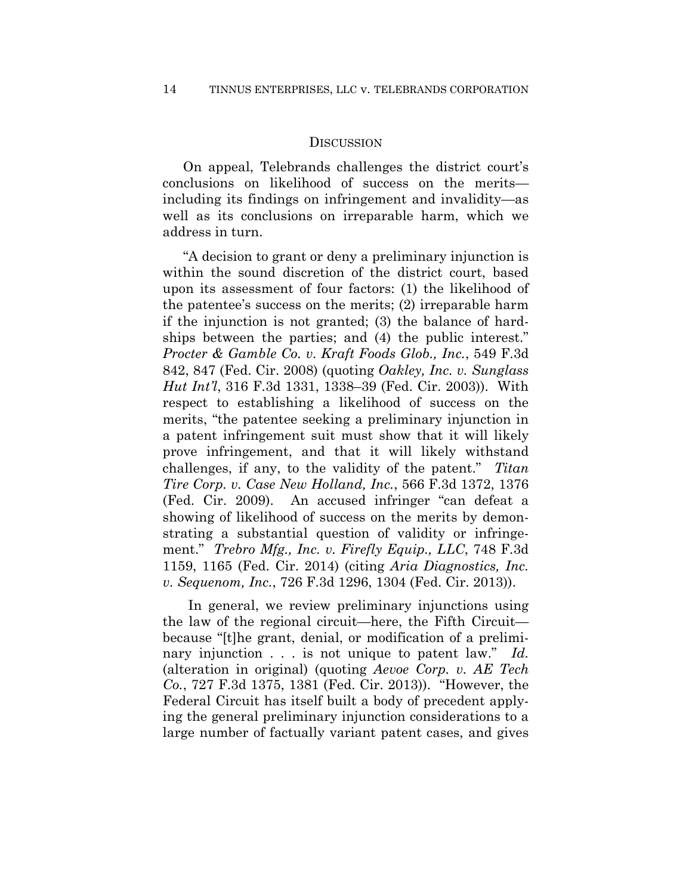## DISCUSSION

On appeal, Telebrands challenges the district court's conclusions on likelihood of success on the merits—including its findings on infringement and invalidity—as well as its conclusions on irreparable harm, which we address in turn.

"A decision to grant or deny a preliminary injunction is within the sound discretion of the district court, based upon its assessment of four factors: (1) the likelihood of the patentee's success on the merits; (2) irreparable harm if the injunction is not granted; (3) the balance of hardships between the parties; and (4) the public interest." *Procter & Gamble Co. v. Kraft Foods Glob., Inc.*, 549 F.3d 842, 847 (Fed. Cir. 2008) (quoting *Oakley, Inc. v. Sunglass Hut Int'l*, 316 F.3d 1331, 1338–39 (Fed. Cir. 2003)). With respect to establishing a likelihood of success on the merits, "the patentee seeking a preliminary injunction in a patent infringement suit must show that it will likely prove infringement, and that it will likely withstand challenges, if any, to the validity of the patent." *Titan Tire Corp. v. Case New Holland, Inc.*, 566 F.3d 1372, 1376 (Fed. Cir. 2009). An accused infringer "can defeat a showing of likelihood of success on the merits by demonstrating a substantial question of validity or infringement." *Trebro Mfg., Inc. v. Firefly Equip., LLC*, 748 F.3d 1159, 1165 (Fed. Cir. 2014) (citing *Aria Diagnostics, Inc. v. Sequenom, Inc.*, 726 F.3d 1296, 1304 (Fed. Cir. 2013)).

In general, we review preliminary injunctions using the law of the regional circuit—here, the Fifth Circuit—because "[t]he grant, denial, or modification of a preliminary injunction . . . is not unique to patent law." *Id.* (alteration in original) (quoting *Aevoe Corp. v. AE Tech Co.*, 727 F.3d 1375, 1381 (Fed. Cir. 2013)). "However, the Federal Circuit has itself built a body of precedent applying the general preliminary injunction considerations to a large number of factually variant patent cases, and gives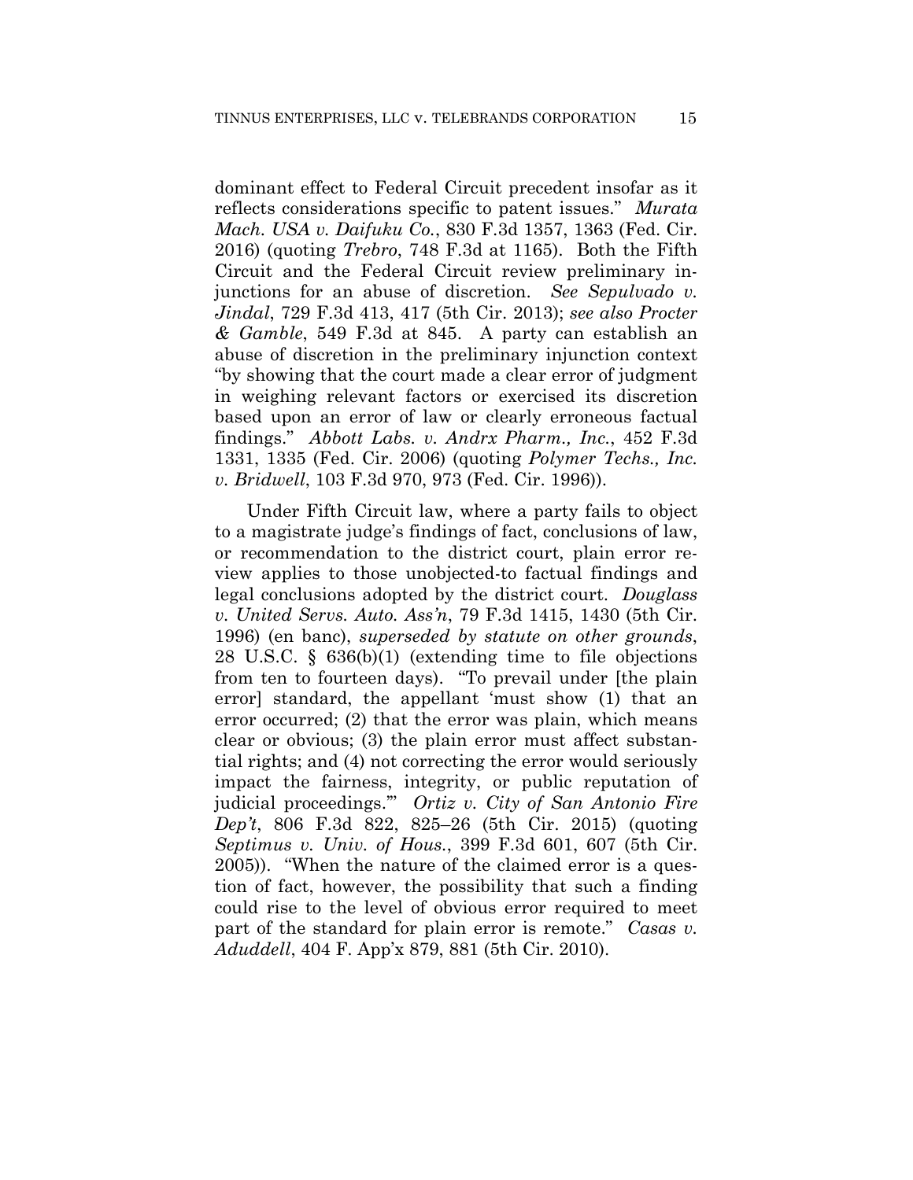dominant effect to Federal Circuit precedent insofar as it reflects considerations specific to patent issues." *Murata Mach. USA v. Daifuku Co.*, 830 F.3d 1357, 1363 (Fed. Cir. 2016) (quoting *Trebro*, 748 F.3d at 1165). Both the Fifth Circuit and the Federal Circuit review preliminary injunctions for an abuse of discretion. *See Sepulvado v. Jindal*, 729 F.3d 413, 417 (5th Cir. 2013); *see also Procter & Gamble*, 549 F.3d at 845. A party can establish an abuse of discretion in the preliminary injunction context "by showing that the court made a clear error of judgment in weighing relevant factors or exercised its discretion based upon an error of law or clearly erroneous factual findings." *Abbott Labs. v. Andrx Pharm., Inc.*, 452 F.3d 1331, 1335 (Fed. Cir. 2006) (quoting *Polymer Techs., Inc. v. Bridwell*, 103 F.3d 970, 973 (Fed. Cir. 1996)).

Under Fifth Circuit law, where a party fails to object to a magistrate judge's findings of fact, conclusions of law, or recommendation to the district court, plain error review applies to those unobjected-to factual findings and legal conclusions adopted by the district court. *Douglass v. United Servs. Auto. Ass'n*, 79 F.3d 1415, 1430 (5th Cir. 1996) (en banc), *superseded by statute on other grounds*, 28 U.S.C. § 636(b)(1) (extending time to file objections from ten to fourteen days). "To prevail under [the plain error] standard, the appellant 'must show (1) that an error occurred; (2) that the error was plain, which means clear or obvious; (3) the plain error must affect substantial rights; and (4) not correcting the error would seriously impact the fairness, integrity, or public reputation of judicial proceedings.'" *Ortiz v. City of San Antonio Fire Dep't*, 806 F.3d 822, 825–26 (5th Cir. 2015) (quoting *Septimus v. Univ. of Hous.*, 399 F.3d 601, 607 (5th Cir. 2005)). "When the nature of the claimed error is a question of fact, however, the possibility that such a finding could rise to the level of obvious error required to meet part of the standard for plain error is remote." *Casas v. Aduddell*, 404 F. App'x 879, 881 (5th Cir. 2010).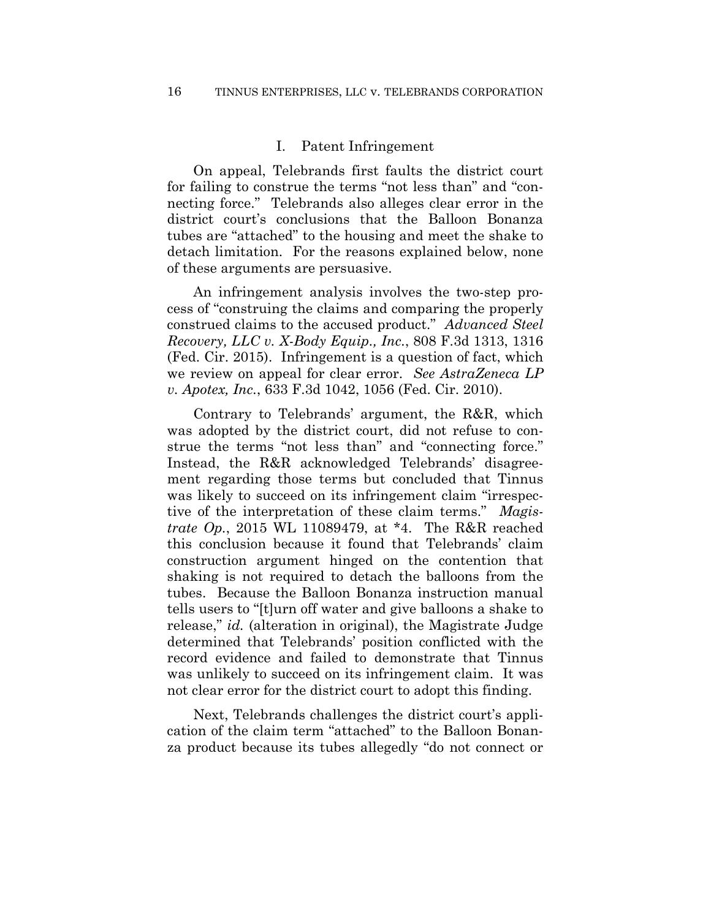## I. Patent Infringement

On appeal, Telebrands first faults the district court for failing to construe the terms "not less than" and "connecting force." Telebrands also alleges clear error in the district court's conclusions that the Balloon Bonanza tubes are "attached" to the housing and meet the shake to detach limitation. For the reasons explained below, none of these arguments are persuasive.

An infringement analysis involves the two-step process of "construing the claims and comparing the properly construed claims to the accused product." *Advanced Steel Recovery, LLC v. X-Body Equip., Inc.*, 808 F.3d 1313, 1316 (Fed. Cir. 2015). Infringement is a question of fact, which we review on appeal for clear error. *See AstraZeneca LP v. Apotex, Inc.*, 633 F.3d 1042, 1056 (Fed. Cir. 2010).

Contrary to Telebrands' argument, the R&R, which was adopted by the district court, did not refuse to construe the terms "not less than" and "connecting force." Instead, the R&R acknowledged Telebrands' disagreement regarding those terms but concluded that Tinnus was likely to succeed on its infringement claim "irrespective of the interpretation of these claim terms." *Magistrate Op.*, 2015 WL 11089479, at *4. The R&R reached this conclusion because it found that Telebrands' claim construction argument hinged on the contention that shaking is not required to detach the balloons from the tubes. Because the Balloon Bonanza instruction manual tells users to "[t]urn off water and give balloons a shake to release," *id.* (alteration in original), the Magistrate Judge determined that Telebrands' position conflicted with the record evidence and failed to demonstrate that Tinnus was unlikely to succeed on its infringement claim. It was not clear error for the district court to adopt this finding.

Next, Telebrands challenges the district court's application of the claim term "attached" to the Balloon Bonanza product because its tubes allegedly "do not connect or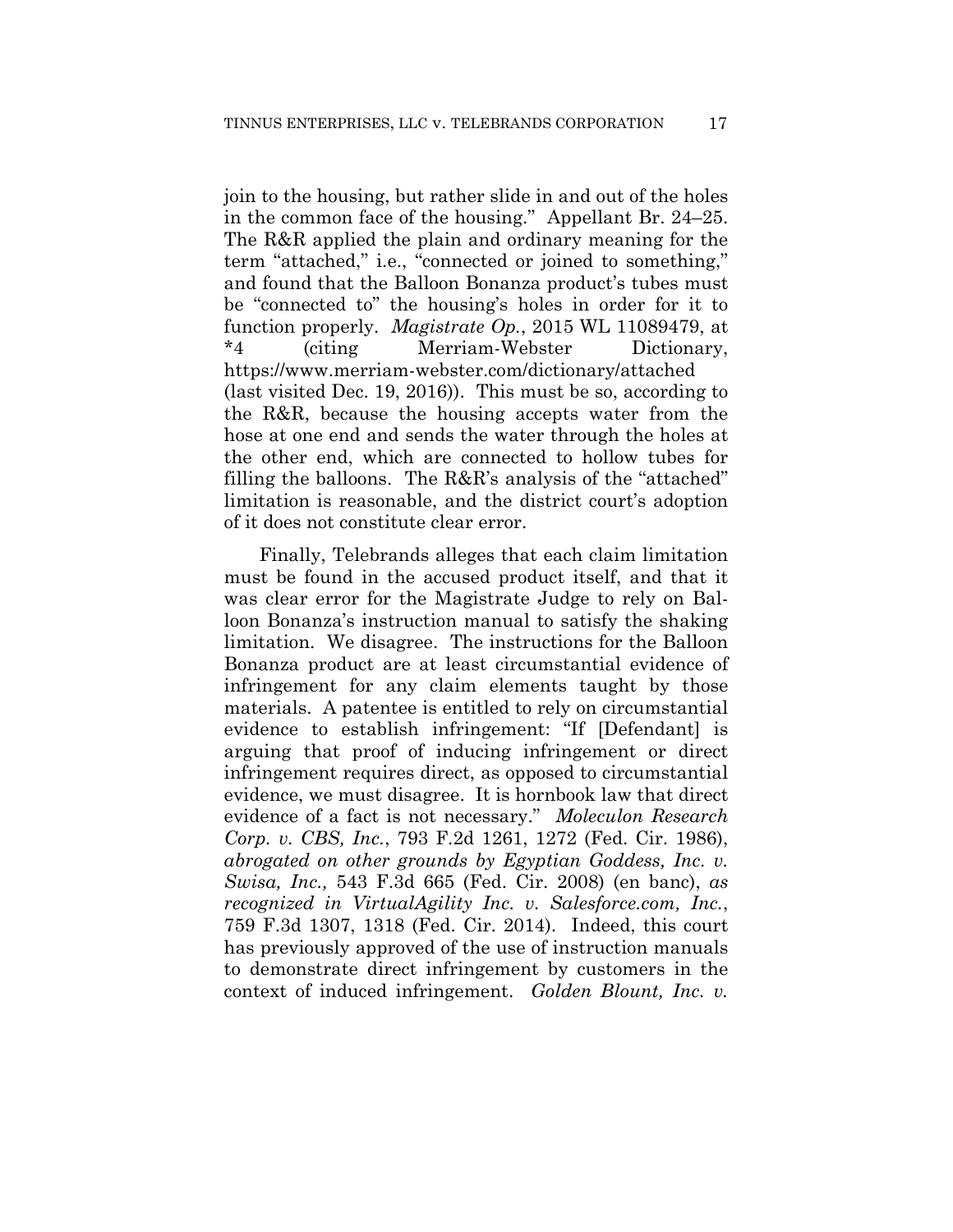join to the housing, but rather slide in and out of the holes in the common face of the housing." Appellant Br. 24–25. The R&R applied the plain and ordinary meaning for the term "attached," i.e., "connected or joined to something," and found that the Balloon Bonanza product's tubes must be "connected to" the housing's holes in order for it to function properly. *Magistrate Op.*, 2015 WL 11089479, at *4 (citing Merriam-Webster Dictionary, https://www.merriam-webster.com/dictionary/attached (last visited Dec. 19, 2016)). This must be so, according to the R&R, because the housing accepts water from the hose at one end and sends the water through the holes at the other end, which are connected to hollow tubes for filling the balloons. The R&R's analysis of the "attached" limitation is reasonable, and the district court's adoption of it does not constitute clear error.

Finally, Telebrands alleges that each claim limitation must be found in the accused product itself, and that it was clear error for the Magistrate Judge to rely on Balloon Bonanza's instruction manual to satisfy the shaking limitation. We disagree. The instructions for the Balloon Bonanza product are at least circumstantial evidence of infringement for any claim elements taught by those materials. A patentee is entitled to rely on circumstantial evidence to establish infringement: "If [Defendant] is arguing that proof of inducing infringement or direct infringement requires direct, as opposed to circumstantial evidence, we must disagree. It is hornbook law that direct evidence of a fact is not necessary." *Moleculon Research Corp. v. CBS, Inc.*, 793 F.2d 1261, 1272 (Fed. Cir. 1986), *abrogated on other grounds by Egyptian Goddess, Inc. v. Swisa, Inc.,* 543 F.3d 665 (Fed. Cir. 2008) (en banc), *as recognized in VirtualAgility Inc. v. Salesforce.com, Inc.*, 759 F.3d 1307, 1318 (Fed. Cir. 2014). Indeed, this court has previously approved of the use of instruction manuals to demonstrate direct infringement by customers in the context of induced infringement. *Golden Blount, Inc. v.*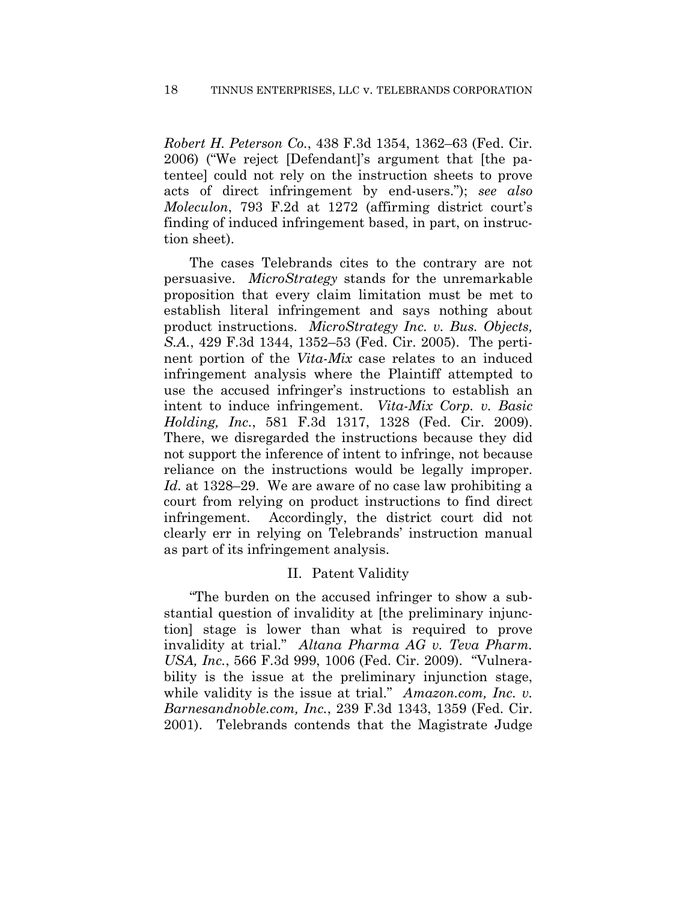*Robert H. Peterson Co.*, 438 F.3d 1354, 1362–63 (Fed. Cir. 2006) ("We reject [Defendant]'s argument that [the patentee] could not rely on the instruction sheets to prove acts of direct infringement by end-users."); *see also Moleculon*, 793 F.2d at 1272 (affirming district court's finding of induced infringement based, in part, on instruction sheet).

The cases Telebrands cites to the contrary are not persuasive. *MicroStrategy* stands for the unremarkable proposition that every claim limitation must be met to establish literal infringement and says nothing about product instructions. *MicroStrategy Inc. v. Bus. Objects, S.A.*, 429 F.3d 1344, 1352–53 (Fed. Cir. 2005). The pertinent portion of the *Vita-Mix* case relates to an induced infringement analysis where the Plaintiff attempted to use the accused infringer's instructions to establish an intent to induce infringement. *Vita-Mix Corp. v. Basic Holding, Inc.*, 581 F.3d 1317, 1328 (Fed. Cir. 2009). There, we disregarded the instructions because they did not support the inference of intent to infringe, not because reliance on the instructions would be legally improper. *Id.* at 1328–29. We are aware of no case law prohibiting a court from relying on product instructions to find direct infringement. Accordingly, the district court did not clearly err in relying on Telebrands' instruction manual as part of its infringement analysis.

## II. Patent Validity

"The burden on the accused infringer to show a substantial question of invalidity at [the preliminary injunction] stage is lower than what is required to prove invalidity at trial." *Altana Pharma AG v. Teva Pharm. USA, Inc.*, 566 F.3d 999, 1006 (Fed. Cir. 2009). "Vulnerability is the issue at the preliminary injunction stage, while validity is the issue at trial." *Amazon.com, Inc. v. Barnesandnoble.com, Inc.*, 239 F.3d 1343, 1359 (Fed. Cir. 2001). Telebrands contends that the Magistrate Judge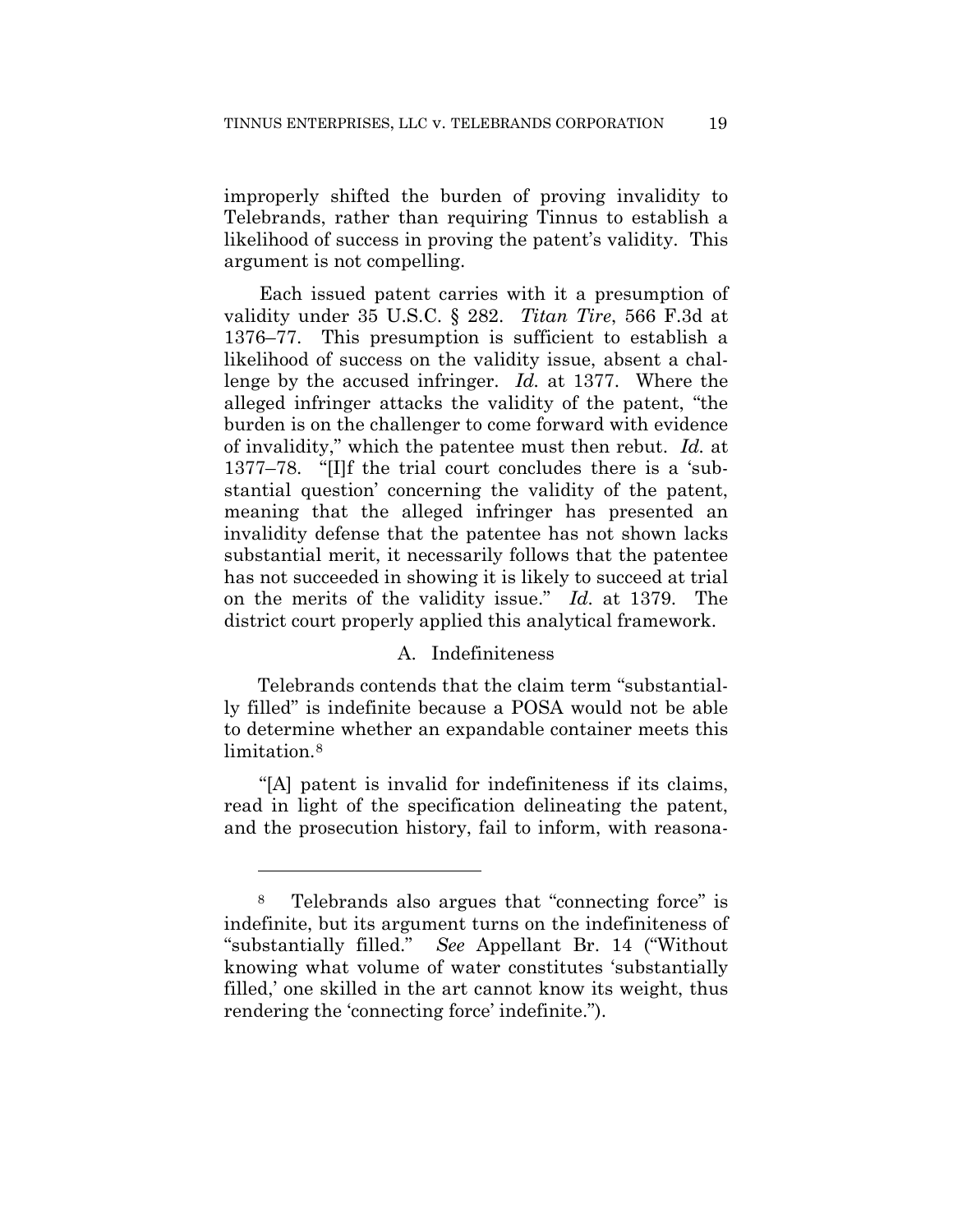improperly shifted the burden of proving invalidity to Telebrands, rather than requiring Tinnus to establish a likelihood of success in proving the patent's validity. This argument is not compelling.

Each issued patent carries with it a presumption of validity under 35 U.S.C. § 282. *Titan Tire*, 566 F.3d at 1376–77. This presumption is sufficient to establish a likelihood of success on the validity issue, absent a challenge by the accused infringer. *Id.* at 1377. Where the alleged infringer attacks the validity of the patent, "the burden is on the challenger to come forward with evidence of invalidity," which the patentee must then rebut. *Id.* at 1377–78. "[I]f the trial court concludes there is a 'substantial question' concerning the validity of the patent, meaning that the alleged infringer has presented an invalidity defense that the patentee has not shown lacks substantial merit, it necessarily follows that the patentee has not succeeded in showing it is likely to succeed at trial on the merits of the validity issue." *Id.* at 1379. The district court properly applied this analytical framework.

### A. Indefiniteness

Telebrands contends that the claim term "substantially filled" is indefinite because a POSA would not be able to determine whether an expandable container meets this limitation.[8]

"[A] patent is invalid for indefiniteness if its claims, read in light of the specification delineating the patent, and the prosecution history, fail to inform, with reasona-

---

[8] Telebrands also argues that "connecting force" is indefinite, but its argument turns on the indefiniteness of "substantially filled." *See* Appellant Br. 14 ("Without knowing what volume of water constitutes 'substantially filled,' one skilled in the art cannot know its weight, thus rendering the 'connecting force' indefinite.").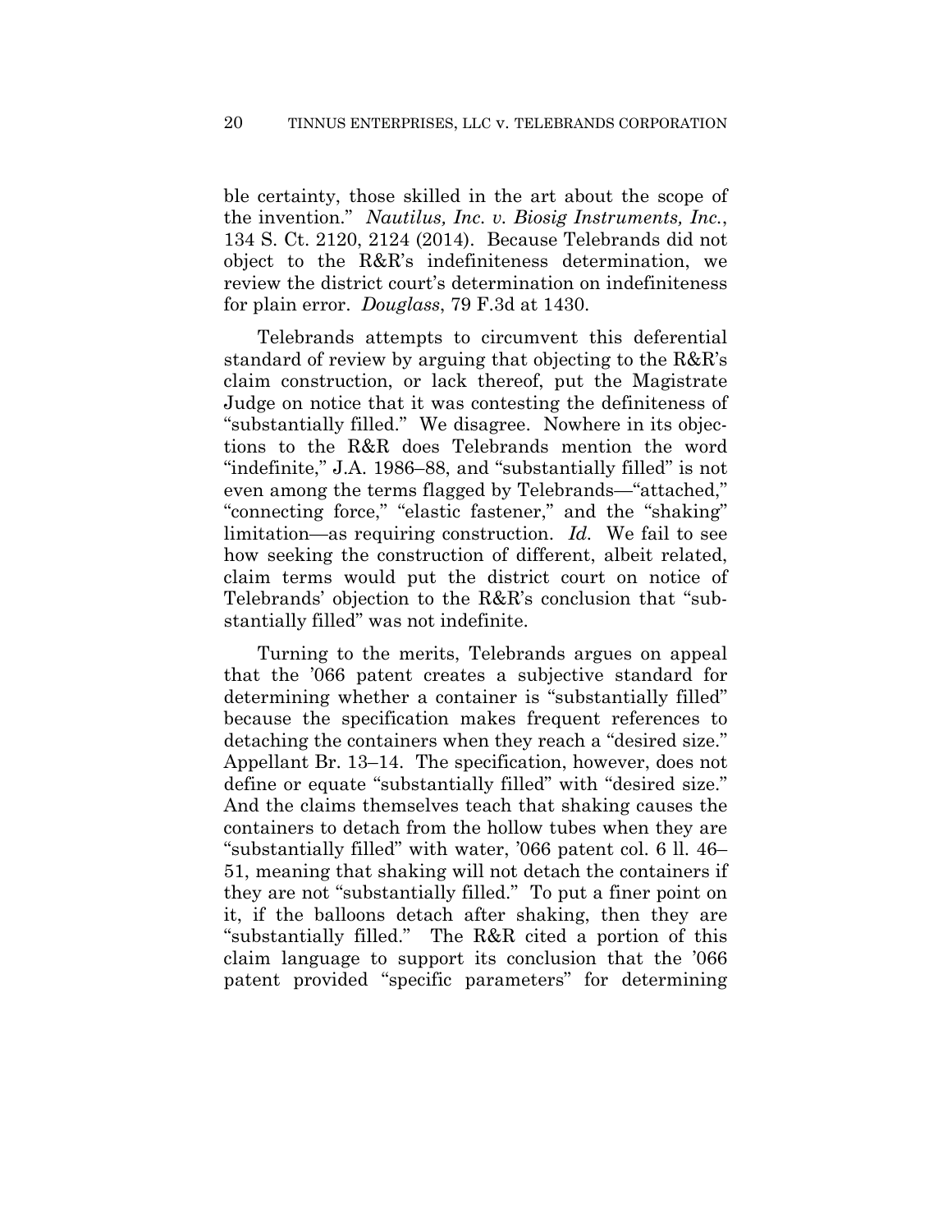ble certainty, those skilled in the art about the scope of the invention." *Nautilus, Inc. v. Biosig Instruments, Inc.*, 134 S. Ct. 2120, 2124 (2014). Because Telebrands did not object to the R&R's indefiniteness determination, we review the district court's determination on indefiniteness for plain error. *Douglass*, 79 F.3d at 1430.

Telebrands attempts to circumvent this deferential standard of review by arguing that objecting to the R&R's claim construction, or lack thereof, put the Magistrate Judge on notice that it was contesting the definiteness of "substantially filled." We disagree. Nowhere in its objections to the R&R does Telebrands mention the word "indefinite," J.A. 1986–88, and "substantially filled" is not even among the terms flagged by Telebrands—"attached," "connecting force," "elastic fastener," and the "shaking" limitation—as requiring construction. *Id.* We fail to see how seeking the construction of different, albeit related, claim terms would put the district court on notice of Telebrands' objection to the R&R's conclusion that "substantially filled" was not indefinite.

Turning to the merits, Telebrands argues on appeal that the '066 patent creates a subjective standard for determining whether a container is "substantially filled" because the specification makes frequent references to detaching the containers when they reach a "desired size." Appellant Br. 13–14. The specification, however, does not define or equate "substantially filled" with "desired size." And the claims themselves teach that shaking causes the containers to detach from the hollow tubes when they are "substantially filled" with water, '066 patent col. 6 ll. 46–51, meaning that shaking will not detach the containers if they are not "substantially filled." To put a finer point on it, if the balloons detach after shaking, then they are "substantially filled." The R&R cited a portion of this claim language to support its conclusion that the '066 patent provided "specific parameters" for determining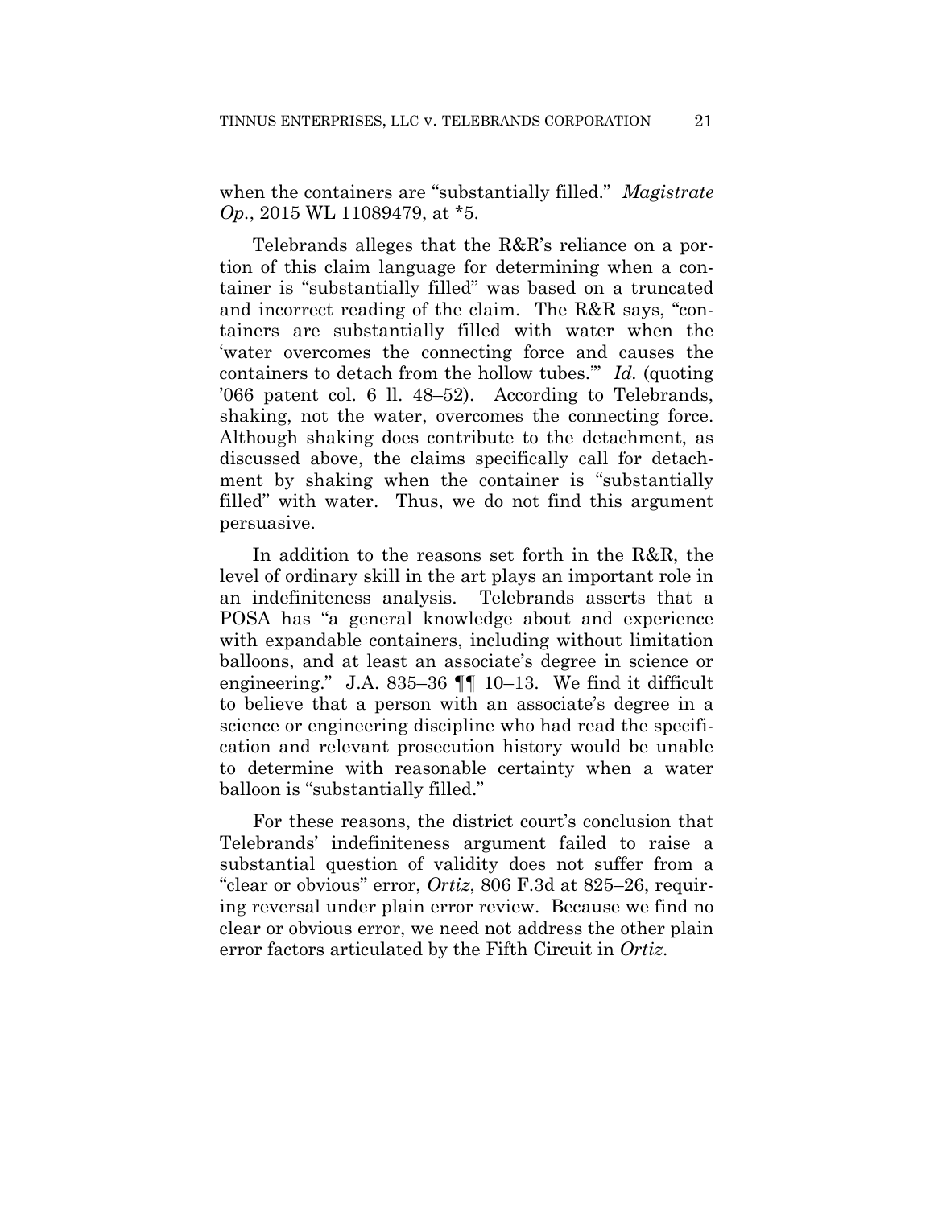when the containers are "substantially filled." *Magistrate Op.*, 2015 WL 11089479, at *5.

Telebrands alleges that the R&R's reliance on a portion of this claim language for determining when a container is "substantially filled" was based on a truncated and incorrect reading of the claim. The R&R says, "containers are substantially filled with water when the 'water overcomes the connecting force and causes the containers to detach from the hollow tubes.'" *Id.* (quoting '066 patent col. 6 ll. 48–52). According to Telebrands, shaking, not the water, overcomes the connecting force. Although shaking does contribute to the detachment, as discussed above, the claims specifically call for detachment by shaking when the container is "substantially filled" with water. Thus, we do not find this argument persuasive.

In addition to the reasons set forth in the R&R, the level of ordinary skill in the art plays an important role in an indefiniteness analysis. Telebrands asserts that a POSA has "a general knowledge about and experience with expandable containers, including without limitation balloons, and at least an associate's degree in science or engineering." J.A. 835–36 ¶¶ 10–13. We find it difficult to believe that a person with an associate's degree in a science or engineering discipline who had read the specification and relevant prosecution history would be unable to determine with reasonable certainty when a water balloon is "substantially filled."

For these reasons, the district court's conclusion that Telebrands' indefiniteness argument failed to raise a substantial question of validity does not suffer from a "clear or obvious" error, *Ortiz*, 806 F.3d at 825–26, requiring reversal under plain error review. Because we find no clear or obvious error, we need not address the other plain error factors articulated by the Fifth Circuit in *Ortiz*.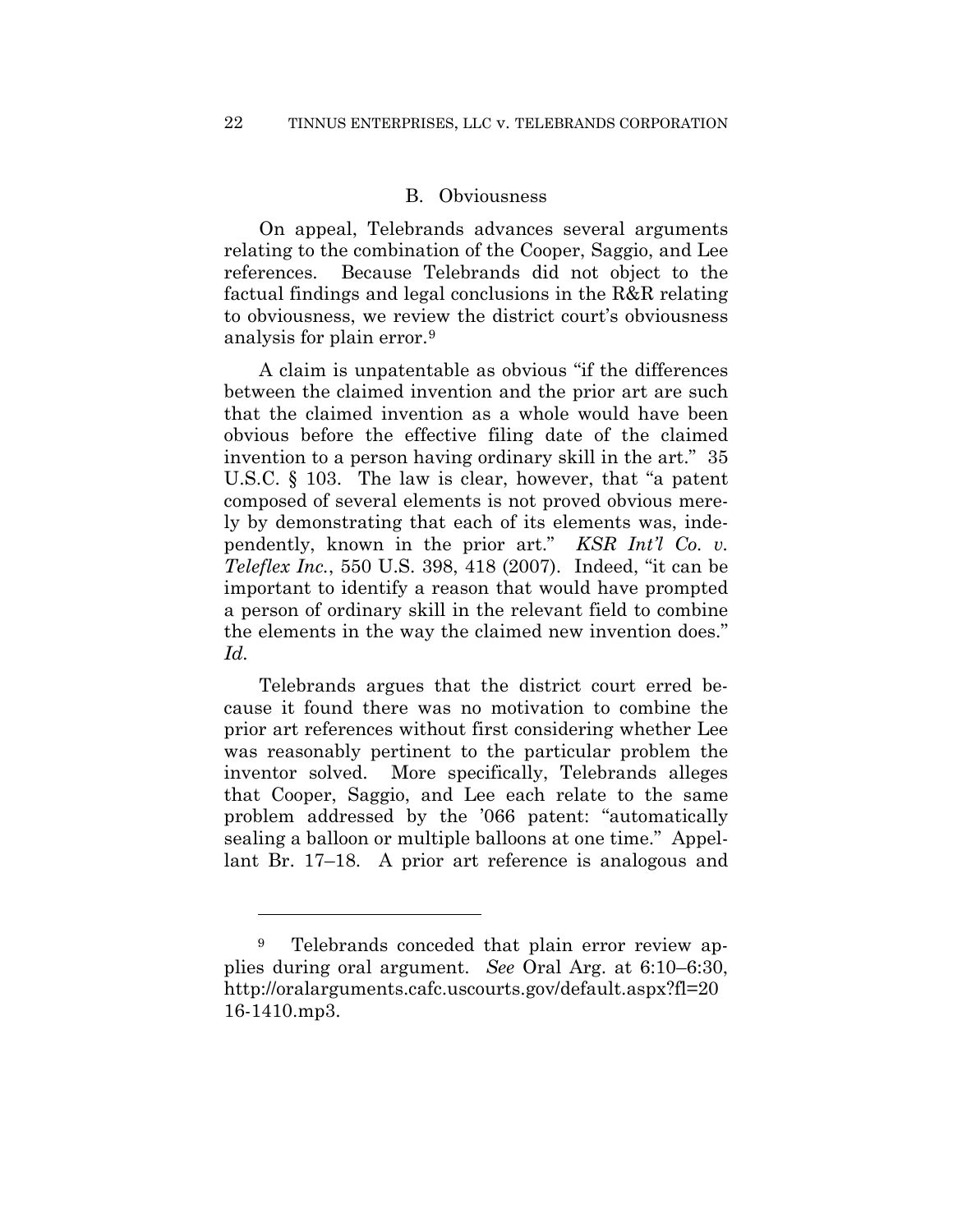### B. Obviousness

On appeal, Telebrands advances several arguments relating to the combination of the Cooper, Saggio, and Lee references. Because Telebrands did not object to the factual findings and legal conclusions in the R&R relating to obviousness, we review the district court's obviousness analysis for plain error.[9]

A claim is unpatentable as obvious "if the differences between the claimed invention and the prior art are such that the claimed invention as a whole would have been obvious before the effective filing date of the claimed invention to a person having ordinary skill in the art." 35 U.S.C. § 103. The law is clear, however, that "a patent composed of several elements is not proved obvious merely by demonstrating that each of its elements was, independently, known in the prior art." *KSR Int'l Co. v. Teleflex Inc.*, 550 U.S. 398, 418 (2007). Indeed, "it can be important to identify a reason that would have prompted a person of ordinary skill in the relevant field to combine the elements in the way the claimed new invention does." *Id.*

Telebrands argues that the district court erred because it found there was no motivation to combine the prior art references without first considering whether Lee was reasonably pertinent to the particular problem the inventor solved. More specifically, Telebrands alleges that Cooper, Saggio, and Lee each relate to the same problem addressed by the '066 patent: "automatically sealing a balloon or multiple balloons at one time." Appellant Br. 17–18. A prior art reference is analogous and

---

[9] Telebrands conceded that plain error review applies during oral argument. *See* Oral Arg. at 6:10–6:30, http://oralarguments.cafc.uscourts.gov/default.aspx?fl=2016-1410.mp3.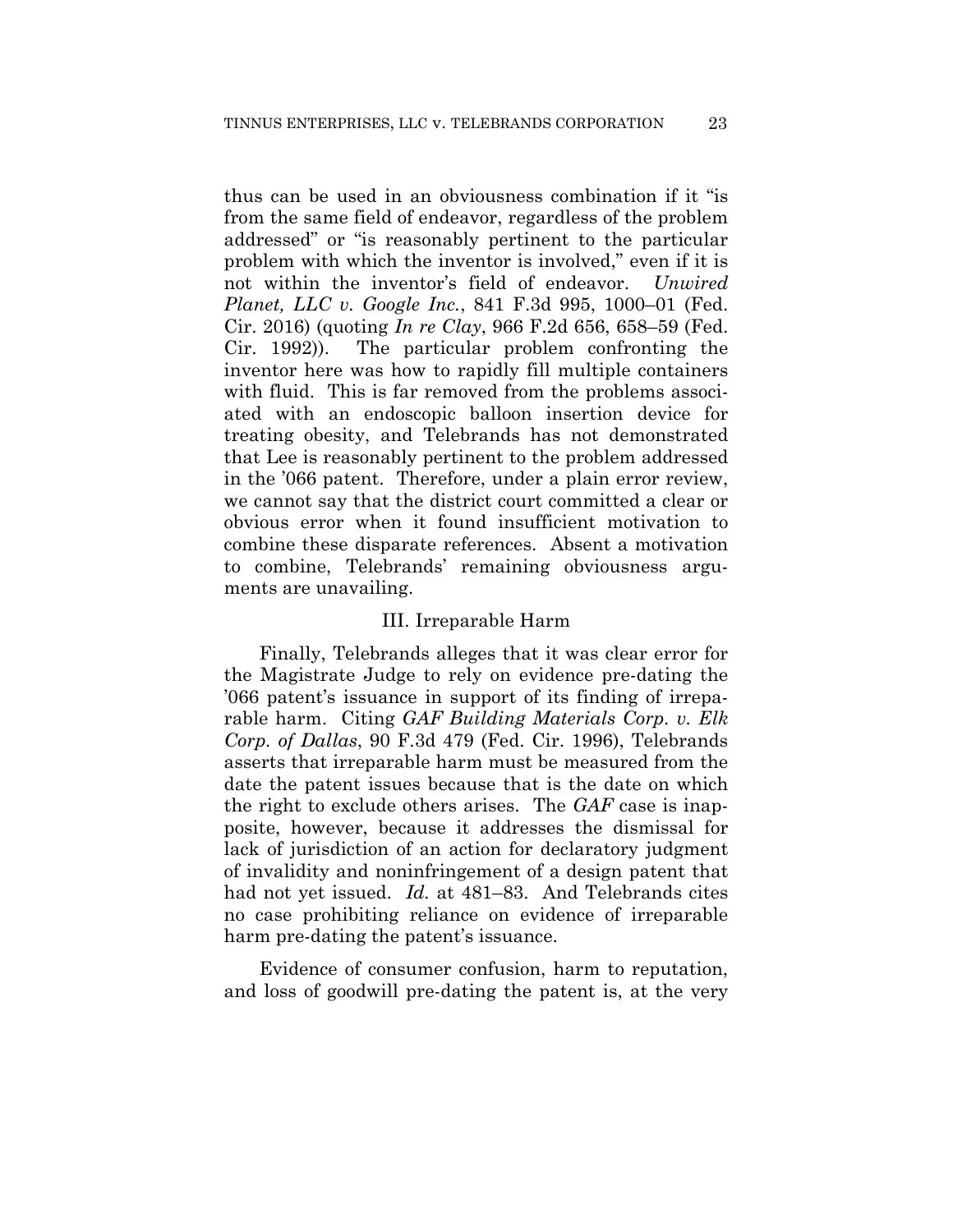thus can be used in an obviousness combination if it "is from the same field of endeavor, regardless of the problem addressed" or "is reasonably pertinent to the particular problem with which the inventor is involved," even if it is not within the inventor's field of endeavor. *Unwired Planet, LLC v. Google Inc.*, 841 F.3d 995, 1000–01 (Fed. Cir. 2016) (quoting *In re Clay*, 966 F.2d 656, 658–59 (Fed. Cir. 1992)). The particular problem confronting the inventor here was how to rapidly fill multiple containers with fluid. This is far removed from the problems associated with an endoscopic balloon insertion device for treating obesity, and Telebrands has not demonstrated that Lee is reasonably pertinent to the problem addressed in the '066 patent. Therefore, under a plain error review, we cannot say that the district court committed a clear or obvious error when it found insufficient motivation to combine these disparate references. Absent a motivation to combine, Telebrands' remaining obviousness arguments are unavailing.

## III. Irreparable Harm

Finally, Telebrands alleges that it was clear error for the Magistrate Judge to rely on evidence pre-dating the '066 patent's issuance in support of its finding of irreparable harm. Citing *GAF Building Materials Corp. v. Elk Corp. of Dallas*, 90 F.3d 479 (Fed. Cir. 1996), Telebrands asserts that irreparable harm must be measured from the date the patent issues because that is the date on which the right to exclude others arises. The *GAF* case is inapposite, however, because it addresses the dismissal for lack of jurisdiction of an action for declaratory judgment of invalidity and noninfringement of a design patent that had not yet issued. *Id.* at 481–83. And Telebrands cites no case prohibiting reliance on evidence of irreparable harm pre-dating the patent's issuance.

Evidence of consumer confusion, harm to reputation, and loss of goodwill pre-dating the patent is, at the very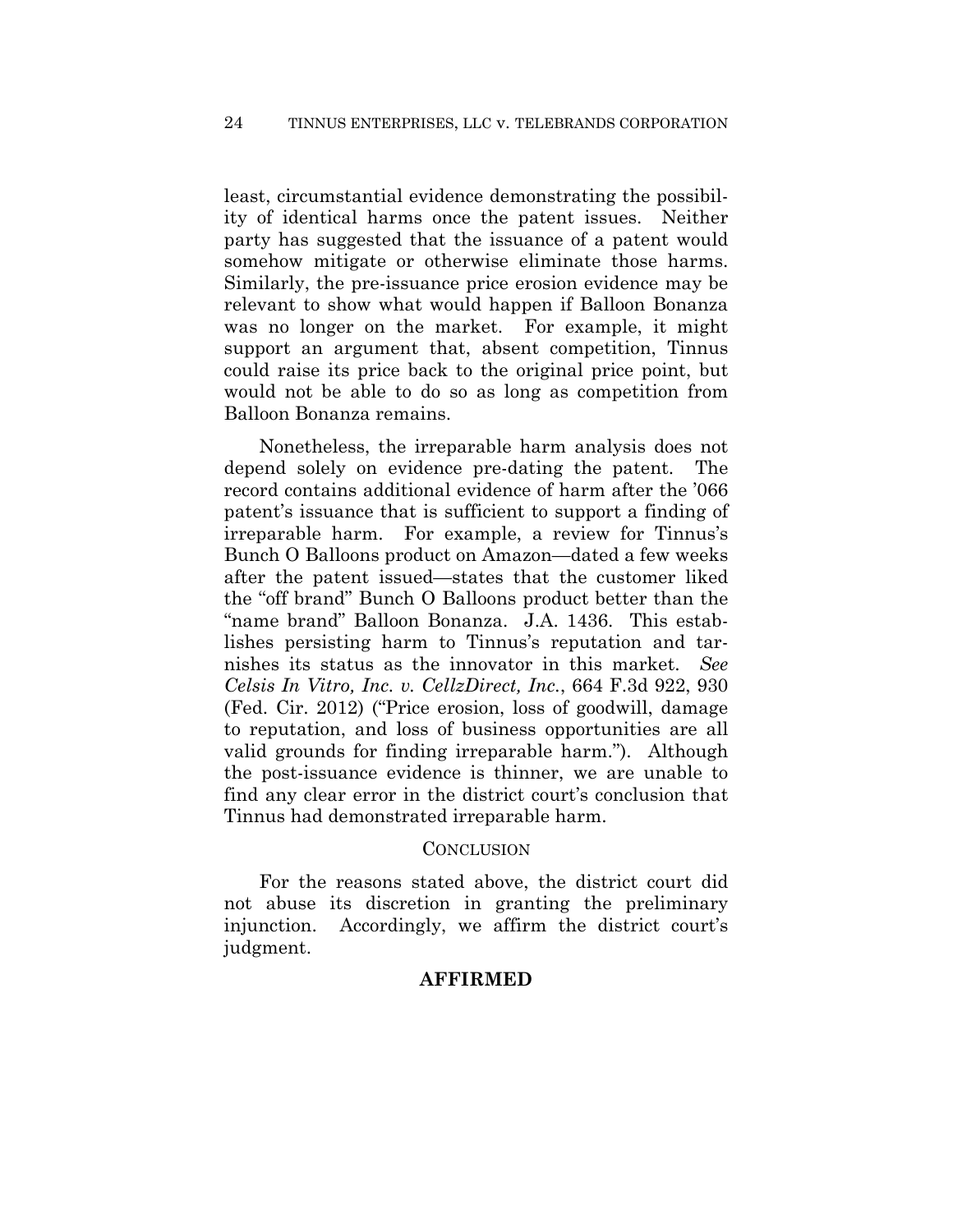least, circumstantial evidence demonstrating the possibility of identical harms once the patent issues. Neither party has suggested that the issuance of a patent would somehow mitigate or otherwise eliminate those harms. Similarly, the pre-issuance price erosion evidence may be relevant to show what would happen if Balloon Bonanza was no longer on the market. For example, it might support an argument that, absent competition, Tinnus could raise its price back to the original price point, but would not be able to do so as long as competition from Balloon Bonanza remains.

Nonetheless, the irreparable harm analysis does not depend solely on evidence pre-dating the patent. The record contains additional evidence of harm after the '066 patent's issuance that is sufficient to support a finding of irreparable harm. For example, a review for Tinnus's Bunch O Balloons product on Amazon—dated a few weeks after the patent issued—states that the customer liked the "off brand" Bunch O Balloons product better than the "name brand" Balloon Bonanza. J.A. 1436. This establishes persisting harm to Tinnus's reputation and tarnishes its status as the innovator in this market. *See Celsis In Vitro, Inc. v. CellzDirect, Inc.*, 664 F.3d 922, 930 (Fed. Cir. 2012) ("Price erosion, loss of goodwill, damage to reputation, and loss of business opportunities are all valid grounds for finding irreparable harm."). Although the post-issuance evidence is thinner, we are unable to find any clear error in the district court's conclusion that Tinnus had demonstrated irreparable harm.

## CONCLUSION

For the reasons stated above, the district court did not abuse its discretion in granting the preliminary injunction. Accordingly, we affirm the district court's judgment.

**AFFIRMED**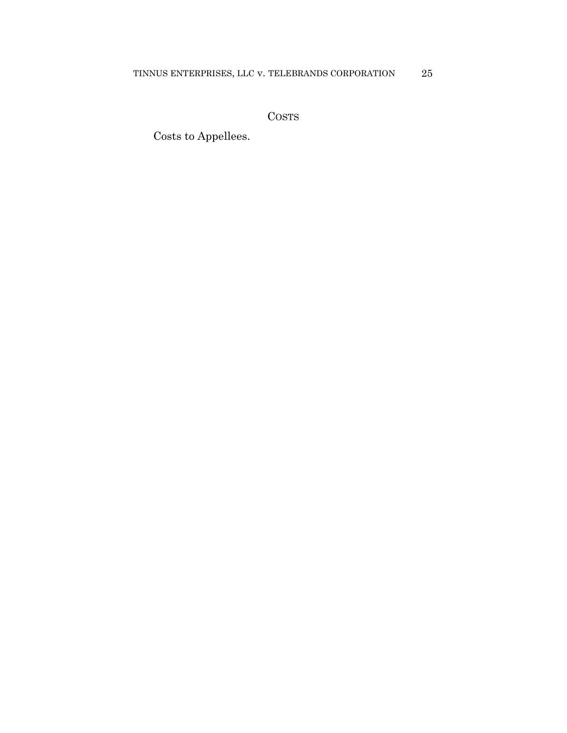## Costs

Costs to Appellees.